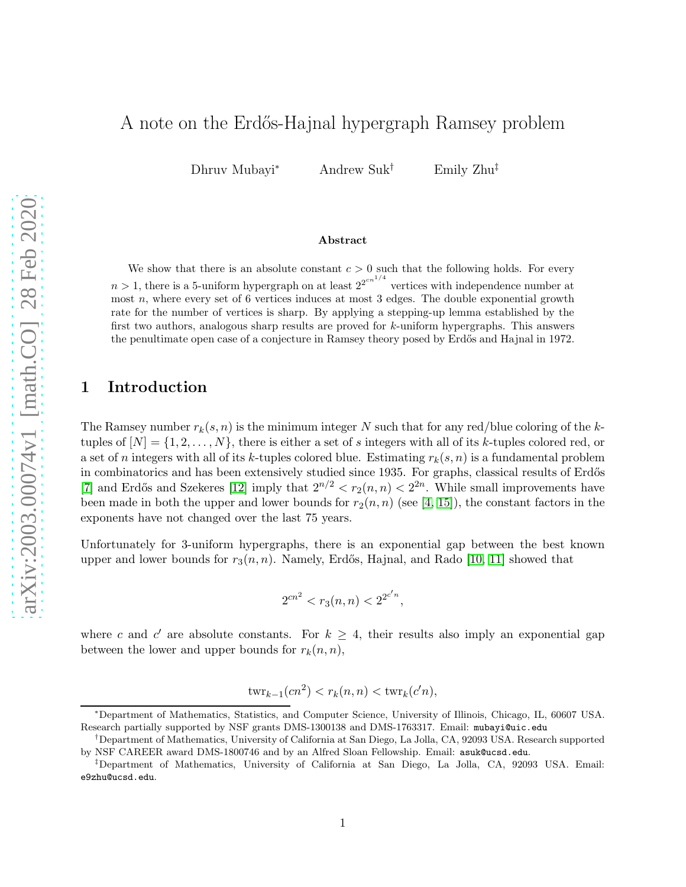# A note on the Erdős-Hajnal hypergraph Ramsey problem

Dhruv Mubayi[*] Andrew Suk[†] Emily Zhu[‡]

### Abstract

We show that there is an absolute constant $c > 0$ such that the following holds. For every $n > 1$, there is a 5-uniform hypergraph on at least $2^{2^{cn^{1/4}}}$ vertices with independence number at most $n$, where every set of 6 vertices induces at most 3 edges. The double exponential growth rate for the number of vertices is sharp. By applying a stepping-up lemma established by the first two authors, analogous sharp results are proved for $k$-uniform hypergraphs. This answers the penultimate open case of a conjecture in Ramsey theory posed by Erdős and Hajnal in 1972.

## 1 Introduction

The Ramsey number $r_k(s, n)$ is the minimum integer $N$ such that for any red/blue coloring of the $k$-tuples of $[N] = \{1, 2, \ldots, N\}$, there is either a set of $s$ integers with all of its $k$-tuples colored red, or a set of $n$ integers with all of its $k$-tuples colored blue. Estimating $r_k(s, n)$ is a fundamental problem in combinatorics and has been extensively studied since 1935. For graphs, classical results of Erdős [7] and Erdős and Szekeres [12] imply that $2^{n/2} < r_2(n, n) < 2^{2n}$. While small improvements have been made in both the upper and lower bounds for $r_2(n, n)$ (see [4, 15]), the constant factors in the exponents have not changed over the last 75 years.

Unfortunately for 3-uniform hypergraphs, there is an exponential gap between the best known upper and lower bounds for $r_3(n, n)$. Namely, Erdős, Hajnal, and Rado [10, 11] showed that

$$2^{cn^2} < r_3(n, n) < 2^{2^{c'n}},$$

where $c$ and $c'$ are absolute constants. For $k \geq 4$, their results also imply an exponential gap between the lower and upper bounds for $r_k(n, n)$,

$$\mathrm{twr}_{k-1}(cn^2) < r_k(n, n) < \mathrm{twr}_k(c'n),$$

[*] Department of Mathematics, Statistics, and Computer Science, University of Illinois, Chicago, IL, 60607 USA. Research partially supported by NSF grants DMS-1300138 and DMS-1763317. Email: mubayi@uic.edu

[†] Department of Mathematics, University of California at San Diego, La Jolla, CA, 92093 USA. Research supported by NSF CAREER award DMS-1800746 and by an Alfred Sloan Fellowship. Email: asuk@ucsd.edu.

[‡] Department of Mathematics, University of California at San Diego, La Jolla, CA, 92093 USA. Email: e9zhu@ucsd.edu.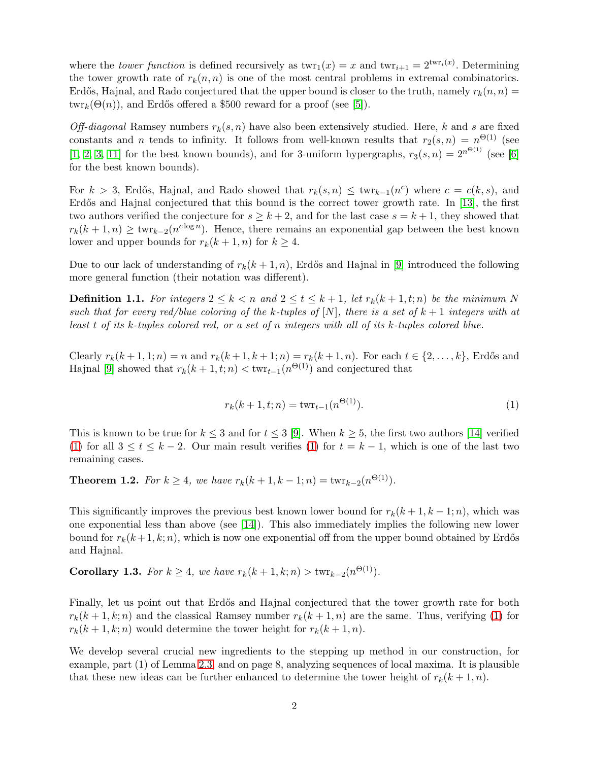where the *tower function* is defined recursively as $\mathrm{twr}_1(x) = x$ and $\mathrm{twr}_{i+1} = 2^{\mathrm{twr}_i(x)}$. Determining the tower growth rate of $r_k(n, n)$ is one of the most central problems in extremal combinatorics. Erdős, Hajnal, and Rado conjectured that the upper bound is closer to the truth, namely $r_k(n, n) = \mathrm{twr}_k(\Theta(n))$, and Erdős offered a \$500 reward for a proof (see [5]).

*Off-diagonal* Ramsey numbers $r_k(s, n)$ have also been extensively studied. Here, $k$ and $s$ are fixed constants and $n$ tends to infinity. It follows from well-known results that $r_2(s, n) = n^{\Theta(1)}$ (see [1, 2, 3, 11] for the best known bounds), and for 3-uniform hypergraphs, $r_3(s, n) = 2^{n^{\Theta(1)}}$ (see [6] for the best known bounds).

For $k > 3$, Erdős, Hajnal, and Rado showed that $r_k(s, n) \leq \mathrm{twr}_{k-1}(n^c)$ where $c = c(k, s)$, and Erdős and Hajnal conjectured that this bound is the correct tower growth rate. In [13], the first two authors verified the conjecture for $s \geq k + 2$, and for the last case $s = k + 1$, they showed that $r_k(k + 1, n) \geq \mathrm{twr}_{k-2}(n^{c \log n})$. Hence, there remains an exponential gap between the best known lower and upper bounds for $r_k(k + 1, n)$ for $k \geq 4$.

Due to our lack of understanding of $r_k(k + 1, n)$, Erdős and Hajnal in [9] introduced the following more general function (their notation was different).

**Definition 1.1.** *For integers $2 \leq k < n$ and $2 \leq t \leq k + 1$, let $r_k(k + 1, t; n)$ be the minimum $N$ such that for every red/blue coloring of the $k$-tuples of $[N]$, there is a set of $k + 1$ integers with at least $t$ of its $k$-tuples colored red, or a set of $n$ integers with all of its $k$-tuples colored blue.*

Clearly $r_k(k + 1, 1; n) = n$ and $r_k(k + 1, k + 1; n) = r_k(k + 1, n)$. For each $t \in \{2, \ldots, k\}$, Erdős and Hajnal [9] showed that $r_k(k + 1, t; n) < \mathrm{twr}_{t-1}(n^{\Theta(1)})$ and conjectured that

$$r_k(k + 1, t; n) = \mathrm{twr}_{t-1}(n^{\Theta(1)}). \tag{1}$$

This is known to be true for $k \leq 3$ and for $t \leq 3$ [9]. When $k \geq 5$, the first two authors [14] verified (1) for all $3 \leq t \leq k - 2$. Our main result verifies (1) for $t = k - 1$, which is one of the last two remaining cases.

**Theorem 1.2.** *For $k \geq 4$, we have $r_k(k + 1, k - 1; n) = \mathrm{twr}_{k-2}(n^{\Theta(1)})$.*

This significantly improves the previous best known lower bound for $r_k(k + 1, k - 1; n)$, which was one exponential less than above (see [14]). This also immediately implies the following new lower bound for $r_k(k+1, k; n)$, which is now one exponential off from the upper bound obtained by Erdős and Hajnal.

**Corollary 1.3.** *For $k \geq 4$, we have $r_k(k + 1, k; n) > \mathrm{twr}_{k-2}(n^{\Theta(1)})$.*

Finally, let us point out that Erdős and Hajnal conjectured that the tower growth rate for both $r_k(k + 1, k; n)$ and the classical Ramsey number $r_k(k + 1, n)$ are the same. Thus, verifying (1) for $r_k(k + 1, k; n)$ would determine the tower height for $r_k(k + 1, n)$.

We develop several crucial new ingredients to the stepping up method in our construction, for example, part (1) of Lemma 2.3, and on page 8, analyzing sequences of local maxima. It is plausible that these new ideas can be further enhanced to determine the tower height of $r_k(k + 1, n)$.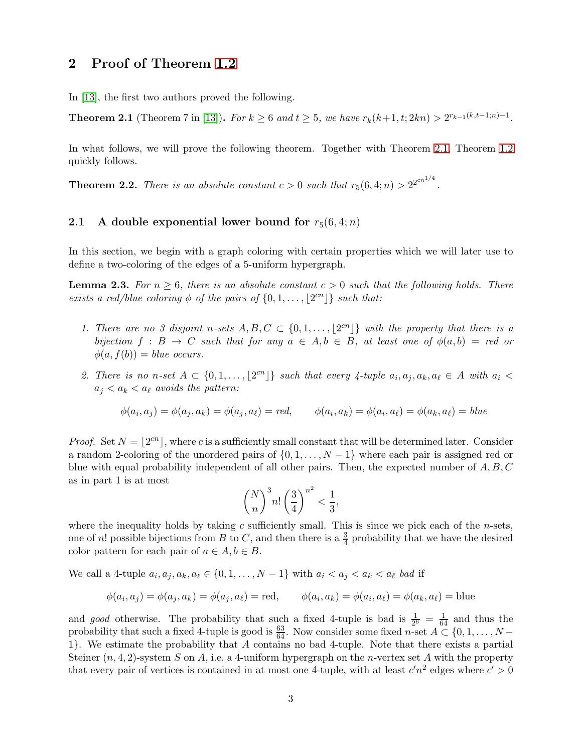## 2 Proof of Theorem 1.2

In [13], the first two authors proved the following.

**Theorem 2.1** (Theorem 7 in [13])**.** *For $k \geq 6$ and $t \geq 5$, we have $r_k(k+1, t; 2kn) > 2^{r_{k-1}(k,t-1;n)-1}$.*

In what follows, we will prove the following theorem. Together with Theorem 2.1, Theorem 1.2 quickly follows.

**Theorem 2.2.** *There is an absolute constant $c > 0$ such that $r_5(6, 4; n) > 2^{2^{cn^{1/4}}}$.*

### 2.1 A double exponential lower bound for $r_5(6, 4; n)$

In this section, we begin with a graph coloring with certain properties which we will later use to define a two-coloring of the edges of a 5-uniform hypergraph.

**Lemma 2.3.** *For $n \geq 6$, there is an absolute constant $c > 0$ such that the following holds. There exists a red/blue coloring $\phi$ of the pairs of $\{0, 1, \dots, \lfloor 2^{cn} \rfloor\}$ such that:*

1. *There are no 3 disjoint $n$-sets $A, B, C \subset \{0, 1, \dots, \lfloor 2^{cn} \rfloor\}$ with the property that there is a bijection $f : B \to C$ such that for any $a \in A, b \in B$, at least one of $\phi(a, b) = red$ or $\phi(a, f(b)) = blue$ occurs.*
2. *There is no $n$-set $A \subset \{0, 1, \dots, \lfloor 2^{cn} \rfloor\}$ such that every 4-tuple $a_i, a_j, a_k, a_\ell \in A$ with $a_i < a_j < a_k < a_\ell$ avoids the pattern:*

$$\phi(a_i, a_j) = \phi(a_j, a_k) = \phi(a_j, a_\ell) = red, \qquad \phi(a_i, a_k) = \phi(a_i, a_\ell) = \phi(a_k, a_\ell) = blue$$

*Proof.* Set $N = \lfloor 2^{cn} \rfloor$, where $c$ is a sufficiently small constant that will be determined later. Consider a random 2-coloring of the unordered pairs of $\{0, 1, \dots, N-1\}$ where each pair is assigned red or blue with equal probability independent of all other pairs. Then, the expected number of $A, B, C$ as in part 1 is at most

$$\binom{N}{n}^3 n! \left(\frac{3}{4}\right)^{n^2} < \frac{1}{3},$$

where the inequality holds by taking $c$ sufficiently small. This is since we pick each of the $n$-sets, one of $n!$ possible bijections from $B$ to $C$, and then there is a $\frac{3}{4}$ probability that we have the desired color pattern for each pair of $a \in A, b \in B$.

We call a 4-tuple $a_i, a_j, a_k, a_\ell \in \{0, 1, \dots, N-1\}$ with $a_i < a_j < a_k < a_\ell$ *bad* if

$$\phi(a_i, a_j) = \phi(a_j, a_k) = \phi(a_j, a_\ell) = \text{red}, \qquad \phi(a_i, a_k) = \phi(a_i, a_\ell) = \phi(a_k, a_\ell) = \text{blue}$$

and *good* otherwise. The probability that such a fixed 4-tuple is bad is $\frac{1}{2^6} = \frac{1}{64}$ and thus the probability that such a fixed 4-tuple is good is $\frac{63}{64}$. Now consider some fixed $n$-set $A \subset \{0, 1, \dots, N-1\}$. We estimate the probability that $A$ contains no bad 4-tuple. Note that there exists a partial Steiner $(n, 4, 2)$-system $S$ on $A$, i.e. a 4-uniform hypergraph on the $n$-vertex set $A$ with the property that every pair of vertices is contained in at most one 4-tuple, with at least $c'n^2$ edges where $c' > 0$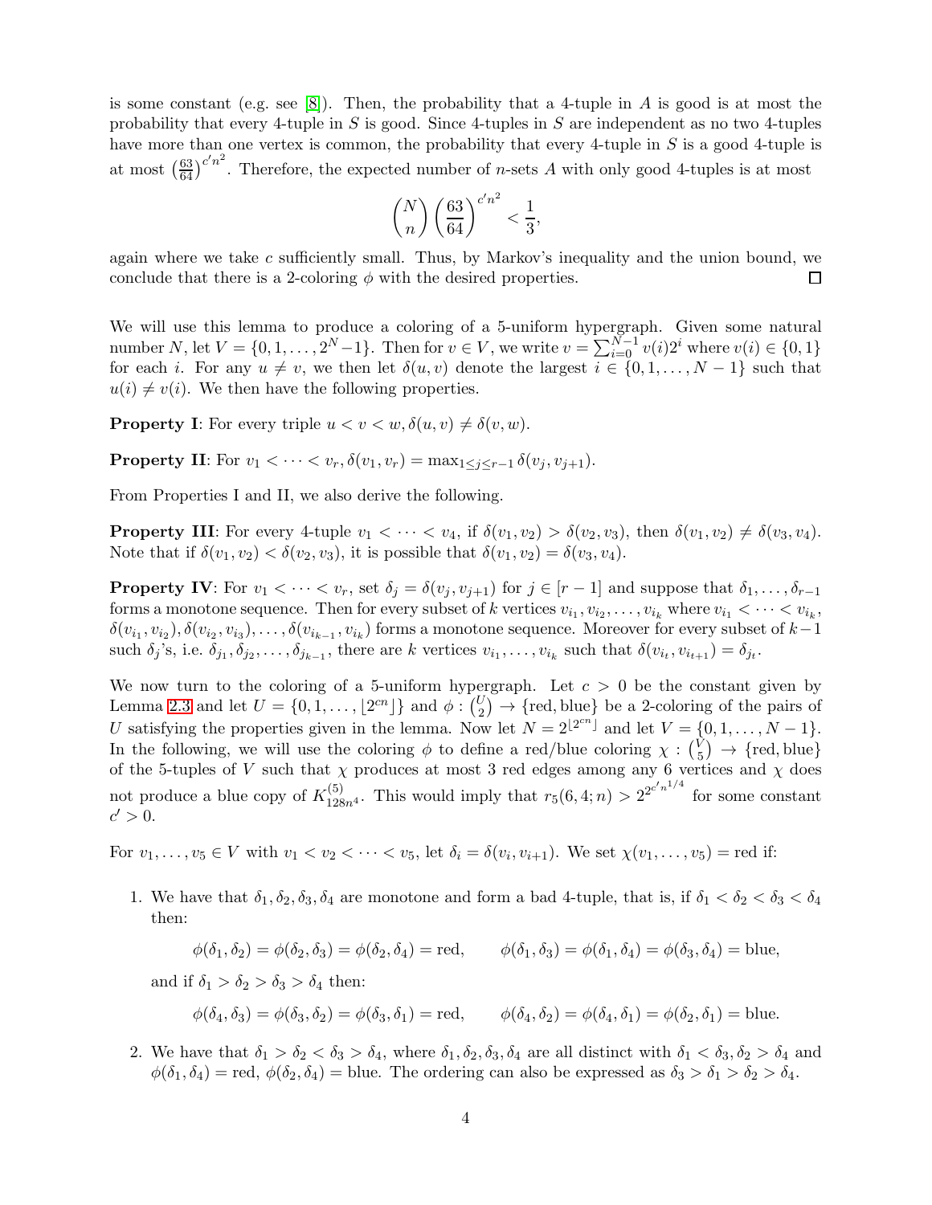is some constant (e.g. see [8]). Then, the probability that a 4-tuple in $A$ is good is at most the probability that every 4-tuple in $S$ is good. Since 4-tuples in $S$ are independent as no two 4-tuples have more than one vertex is common, the probability that every 4-tuple in $S$ is a good 4-tuple is at most $\left(\frac{63}{64}\right)^{c'n^2}$. Therefore, the expected number of $n$-sets $A$ with only good 4-tuples is at most

$$\binom{N}{n}\left(\frac{63}{64}\right)^{c'n^2} < \frac{1}{3},$$

again where we take $c$ sufficiently small. Thus, by Markov's inequality and the union bound, we conclude that there is a 2-coloring $\phi$ with the desired properties. $\square$

We will use this lemma to produce a coloring of a 5-uniform hypergraph. Given some natural number $N$, let $V = \{0, 1, \ldots, 2^N - 1\}$. Then for $v \in V$, we write $v = \sum_{i=0}^{N-1} v(i)2^i$ where $v(i) \in \{0, 1\}$ for each $i$. For any $u \neq v$, we then let $\delta(u, v)$ denote the largest $i \in \{0, 1, \ldots, N-1\}$ such that $u(i) \neq v(i)$. We then have the following properties.

**Property I**: For every triple $u < v < w, \delta(u, v) \neq \delta(v, w)$.

**Property II**: For $v_1 < \cdots < v_r, \delta(v_1, v_r) = \max_{1\leq j \leq r-1} \delta(v_j, v_{j+1})$.

From Properties I and II, we also derive the following.

**Property III**: For every 4-tuple $v_1 < \cdots < v_4$, if $\delta(v_1, v_2) > \delta(v_2, v_3)$, then $\delta(v_1, v_2) \neq \delta(v_3, v_4)$. Note that if $\delta(v_1, v_2) < \delta(v_2, v_3)$, it is possible that $\delta(v_1, v_2) = \delta(v_3, v_4)$.

**Property IV**: For $v_1 < \cdots < v_r$, set $\delta_j = \delta(v_j, v_{j+1})$ for $j \in [r-1]$ and suppose that $\delta_1, \ldots, \delta_{r-1}$ forms a monotone sequence. Then for every subset of $k$ vertices $v_{i_1}, v_{i_2}, \ldots, v_{i_k}$ where $v_{i_1} < \cdots < v_{i_k}$, $\delta(v_{i_1}, v_{i_2}), \delta(v_{i_2}, v_{i_3}), \ldots, \delta(v_{i_{k-1}}, v_{i_k})$ forms a monotone sequence. Moreover for every subset of $k-1$ such $\delta_j$'s, i.e. $\delta_{j_1}, \delta_{j_2}, \ldots, \delta_{j_{k-1}}$, there are $k$ vertices $v_{i_1}, \ldots, v_{i_k}$ such that $\delta(v_{i_t}, v_{i_{t+1}}) = \delta_{j_t}$.

We now turn to the coloring of a 5-uniform hypergraph. Let $c > 0$ be the constant given by Lemma 2.3 and let $U = \{0, 1, \ldots, \lfloor 2^{cn} \rfloor\}$ and $\phi : \binom{U}{2} \to \{\text{red}, \text{blue}\}$ be a 2-coloring of the pairs of $U$ satisfying the properties given in the lemma. Now let $N = 2^{\lfloor 2^{cn} \rfloor}$ and let $V = \{0, 1, \ldots, N-1\}$. In the following, we will use the coloring $\phi$ to define a red/blue coloring $\chi : \binom{V}{5} \to \{\text{red}, \text{blue}\}$ of the 5-tuples of $V$ such that $\chi$ produces at most 3 red edges among any 6 vertices and $\chi$ does not produce a blue copy of $K^{(5)}_{128n^4}$. This would imply that $r_5(6, 4; n) > 2^{2^{c'n^{1/4}}}$ for some constant $c' > 0$.

For $v_1, \ldots, v_5 \in V$ with $v_1 < v_2 < \cdots < v_5$, let $\delta_i = \delta(v_i, v_{i+1})$. We set $\chi(v_1, \ldots, v_5) = \text{red}$ if:

1. We have that $\delta_1, \delta_2, \delta_3, \delta_4$ are monotone and form a bad 4-tuple, that is, if $\delta_1 < \delta_2 < \delta_3 < \delta_4$ then:

$$\phi(\delta_1, \delta_2) = \phi(\delta_2, \delta_3) = \phi(\delta_2, \delta_4) = \text{red}, \qquad \phi(\delta_1, \delta_3) = \phi(\delta_1, \delta_4) = \phi(\delta_3, \delta_4) = \text{blue},$$

and if $\delta_1 > \delta_2 > \delta_3 > \delta_4$ then:

$$\phi(\delta_4, \delta_3) = \phi(\delta_3, \delta_2) = \phi(\delta_3, \delta_1) = \text{red}, \qquad \phi(\delta_4, \delta_2) = \phi(\delta_4, \delta_1) = \phi(\delta_2, \delta_1) = \text{blue}.$$

2. We have that $\delta_1 > \delta_2 < \delta_3 > \delta_4$, where $\delta_1, \delta_2, \delta_3, \delta_4$ are all distinct with $\delta_1 < \delta_3, \delta_2 > \delta_4$ and $\phi(\delta_1, \delta_4) = \text{red}$, $\phi(\delta_2, \delta_4) = \text{blue}$. The ordering can also be expressed as $\delta_3 > \delta_1 > \delta_2 > \delta_4$.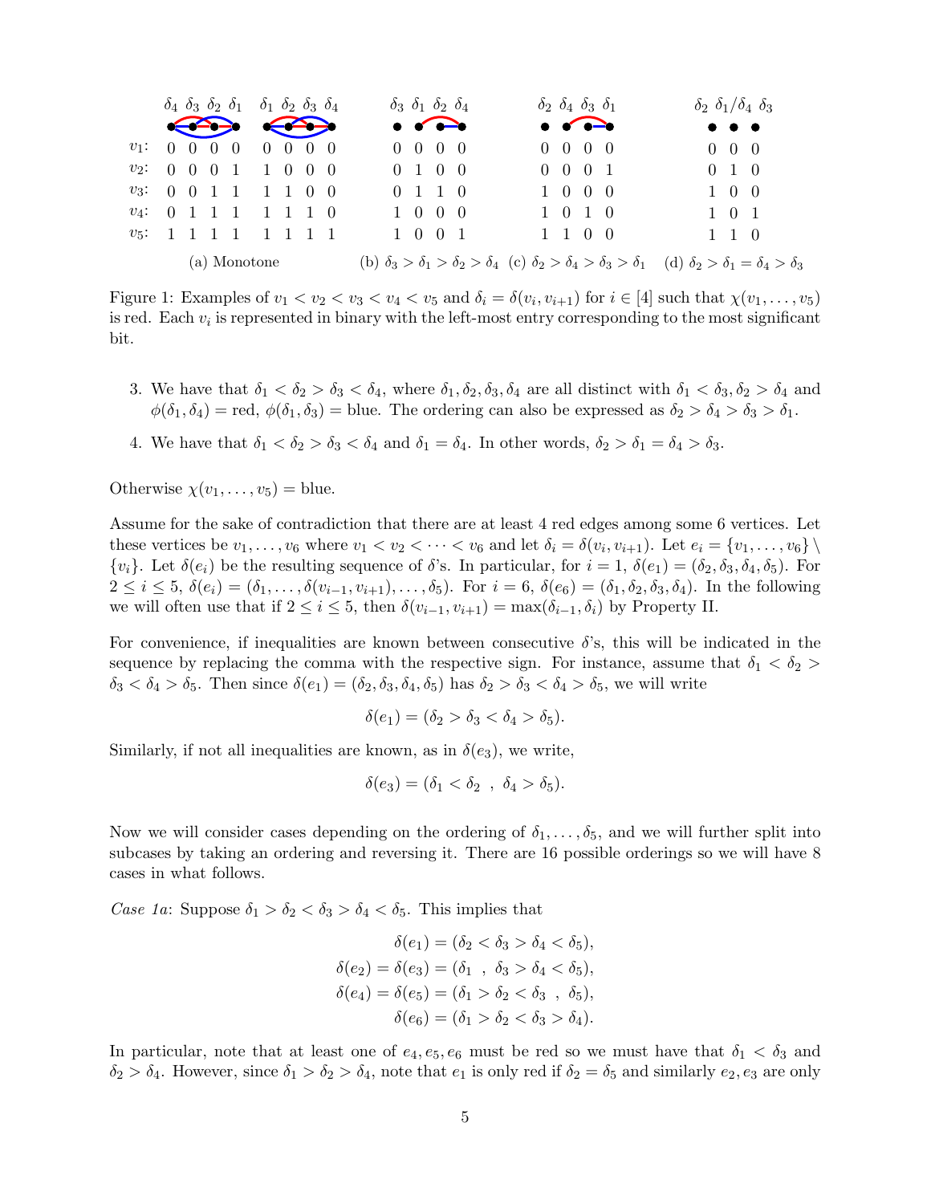| | (a) Monotone | | (b) $\delta_3 > \delta_1 > \delta_2 > \delta_4$ | (c) $\delta_2 > \delta_4 > \delta_3 > \delta_1$ | (d) $\delta_2 > \delta_1 = \delta_4 > \delta_3$ |
|---|---|---|---|---|---|
| | $\delta_4$ $\delta_3$ $\delta_2$ $\delta_1$ | $\delta_1$ $\delta_2$ $\delta_3$ $\delta_4$ | $\delta_3$ $\delta_1$ $\delta_2$ $\delta_4$ | $\delta_2$ $\delta_4$ $\delta_3$ $\delta_1$ | $\delta_2$ $\delta_1/\delta_4$ $\delta_3$ |
| $v_1$: | 0 0 0 0 | 0 0 0 0 | 0 0 0 0 | 0 0 0 0 | 0 0 0 |
| $v_2$: | 0 0 0 1 | 1 0 0 0 | 0 1 0 0 | 0 0 0 1 | 0 1 0 |
| $v_3$: | 0 0 1 1 | 1 1 0 0 | 0 1 1 0 | 1 0 0 0 | 1 0 0 |
| $v_4$: | 0 1 1 1 | 1 1 1 0 | 1 0 0 0 | 1 0 1 0 | 1 0 1 |
| $v_5$: | 1 1 1 1 | 1 1 1 1 | 1 0 0 1 | 1 1 0 0 | 1 1 0 |

Figure 1: Examples of $v_1 < v_2 < v_3 < v_4 < v_5$ and $\delta_i = \delta(v_i, v_{i+1})$ for $i \in [4]$ such that $\chi(v_1, \dots, v_5)$ is red. Each $v_i$ is represented in binary with the left-most entry corresponding to the most significant bit.

3. We have that $\delta_1 < \delta_2 > \delta_3 < \delta_4$, where $\delta_1, \delta_2, \delta_3, \delta_4$ are all distinct with $\delta_1 < \delta_3, \delta_2 > \delta_4$ and $\phi(\delta_1, \delta_4) = \text{red}$, $\phi(\delta_1, \delta_3) = \text{blue}$. The ordering can also be expressed as $\delta_2 > \delta_4 > \delta_3 > \delta_1$.
4. We have that $\delta_1 < \delta_2 > \delta_3 < \delta_4$ and $\delta_1 = \delta_4$. In other words, $\delta_2 > \delta_1 = \delta_4 > \delta_3$.

Otherwise $\chi(v_1, \dots, v_5) = \text{blue}$.

Assume for the sake of contradiction that there are at least 4 red edges among some 6 vertices. Let these vertices be $v_1, \dots, v_6$ where $v_1 < v_2 < \cdots < v_6$ and let $\delta_i = \delta(v_i, v_{i+1})$. Let $e_i = \{v_1, \dots, v_6\} \setminus \{v_i\}$. Let $\delta(e_i)$ be the resulting sequence of $\delta$'s. In particular, for $i = 1$, $\delta(e_1) = (\delta_2, \delta_3, \delta_4, \delta_5)$. For $2 \leq i \leq 5$, $\delta(e_i) = (\delta_1, \dots, \delta(v_{i-1}, v_{i+1}), \dots, \delta_5)$. For $i = 6$, $\delta(e_6) = (\delta_1, \delta_2, \delta_3, \delta_4)$. In the following we will often use that if $2 \leq i \leq 5$, then $\delta(v_{i-1}, v_{i+1}) = \max(\delta_{i-1}, \delta_i)$ by Property II.

For convenience, if inequalities are known between consecutive $\delta$'s, this will be indicated in the sequence by replacing the comma with the respective sign. For instance, assume that $\delta_1 < \delta_2 > \delta_3 < \delta_4 > \delta_5$. Then since $\delta(e_1) = (\delta_2, \delta_3, \delta_4, \delta_5)$ has $\delta_2 > \delta_3 < \delta_4 > \delta_5$, we will write

$$\delta(e_1) = (\delta_2 > \delta_3 < \delta_4 > \delta_5).$$

Similarly, if not all inequalities are known, as in $\delta(e_3)$, we write,

$$\delta(e_3) = (\delta_1 < \delta_2 \ \ , \ \ \delta_4 > \delta_5).$$

Now we will consider cases depending on the ordering of $\delta_1, \dots, \delta_5$, and we will further split into subcases by taking an ordering and reversing it. There are 16 possible orderings so we will have 8 cases in what follows.

*Case 1a*: Suppose $\delta_1 > \delta_2 < \delta_3 > \delta_4 < \delta_5$. This implies that

$$\begin{aligned}
\delta(e_1) &= (\delta_2 < \delta_3 > \delta_4 < \delta_5), \\
\delta(e_2) = \delta(e_3) &= (\delta_1 \ \ , \ \ \delta_3 > \delta_4 < \delta_5), \\
\delta(e_4) = \delta(e_5) &= (\delta_1 > \delta_2 < \delta_3 \ \ , \ \ \delta_5), \\
\delta(e_6) &= (\delta_1 > \delta_2 < \delta_3 > \delta_4).
\end{aligned}$$

In particular, note that at least one of $e_4, e_5, e_6$ must be red so we must have that $\delta_1 < \delta_3$ and $\delta_2 > \delta_4$. However, since $\delta_1 > \delta_2 > \delta_4$, note that $e_1$ is only red if $\delta_2 = \delta_5$ and similarly $e_2, e_3$ are only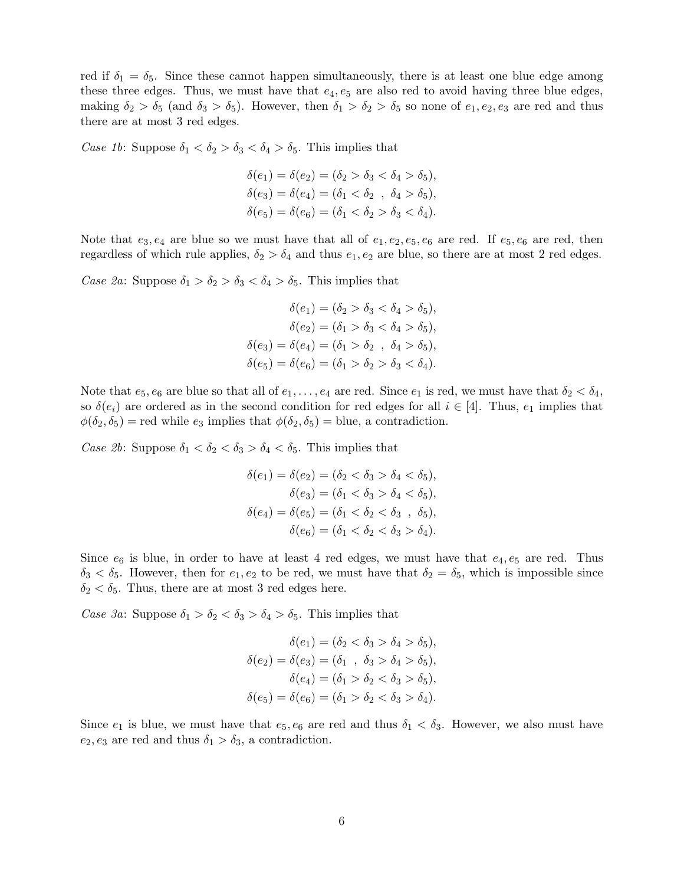red if $\delta_1 = \delta_5$. Since these cannot happen simultaneously, there is at least one blue edge among these three edges. Thus, we must have that $e_4, e_5$ are also red to avoid having three blue edges, making $\delta_2 > \delta_5$ (and $\delta_3 > \delta_5$). However, then $\delta_1 > \delta_2 > \delta_5$ so none of $e_1, e_2, e_3$ are red and thus there are at most 3 red edges.

*Case 1b*: Suppose $\delta_1 < \delta_2 > \delta_3 < \delta_4 > \delta_5$. This implies that

$$\begin{aligned}
\delta(e_1) = \delta(e_2) &= (\delta_2 > \delta_3 < \delta_4 > \delta_5),\\
\delta(e_3) = \delta(e_4) &= (\delta_1 < \delta_2 \ \ , \ \ \delta_4 > \delta_5),\\
\delta(e_5) = \delta(e_6) &= (\delta_1 < \delta_2 > \delta_3 < \delta_4).
\end{aligned}$$

Note that $e_3, e_4$ are blue so we must have that all of $e_1, e_2, e_5, e_6$ are red. If $e_5, e_6$ are red, then regardless of which rule applies, $\delta_2 > \delta_4$ and thus $e_1, e_2$ are blue, so there are at most 2 red edges.

*Case 2a*: Suppose $\delta_1 > \delta_2 > \delta_3 < \delta_4 > \delta_5$. This implies that

$$\begin{aligned}
\delta(e_1) &= (\delta_2 > \delta_3 < \delta_4 > \delta_5),\\
\delta(e_2) &= (\delta_1 > \delta_3 < \delta_4 > \delta_5),\\
\delta(e_3) = \delta(e_4) &= (\delta_1 > \delta_2 \ \ , \ \ \delta_4 > \delta_5),\\
\delta(e_5) = \delta(e_6) &= (\delta_1 > \delta_2 > \delta_3 < \delta_4).
\end{aligned}$$

Note that $e_5, e_6$ are blue so that all of $e_1, \ldots, e_4$ are red. Since $e_1$ is red, we must have that $\delta_2 < \delta_4$, so $\delta(e_i)$ are ordered as in the second condition for red edges for all $i \in [4]$. Thus, $e_1$ implies that $\phi(\delta_2, \delta_5) = \text{red}$ while $e_3$ implies that $\phi(\delta_2, \delta_5) = \text{blue}$, a contradiction.

*Case 2b*: Suppose $\delta_1 < \delta_2 < \delta_3 > \delta_4 < \delta_5$. This implies that

$$\begin{aligned}
\delta(e_1) = \delta(e_2) &= (\delta_2 < \delta_3 > \delta_4 < \delta_5),\\
\delta(e_3) &= (\delta_1 < \delta_3 > \delta_4 < \delta_5),\\
\delta(e_4) = \delta(e_5) &= (\delta_1 < \delta_2 < \delta_3 \ \ , \ \ \delta_5),\\
\delta(e_6) &= (\delta_1 < \delta_2 < \delta_3 > \delta_4).
\end{aligned}$$

Since $e_6$ is blue, in order to have at least 4 red edges, we must have that $e_4, e_5$ are red. Thus $\delta_3 < \delta_5$. However, then for $e_1, e_2$ to be red, we must have that $\delta_2 = \delta_5$, which is impossible since $\delta_2 < \delta_5$. Thus, there are at most 3 red edges here.

*Case 3a*: Suppose $\delta_1 > \delta_2 < \delta_3 > \delta_4 > \delta_5$. This implies that

$$\begin{aligned}
\delta(e_1) &= (\delta_2 < \delta_3 > \delta_4 > \delta_5),\\
\delta(e_2) = \delta(e_3) &= (\delta_1 \ \ , \ \ \delta_3 > \delta_4 > \delta_5),\\
\delta(e_4) &= (\delta_1 > \delta_2 < \delta_3 > \delta_5),\\
\delta(e_5) = \delta(e_6) &= (\delta_1 > \delta_2 < \delta_3 > \delta_4).
\end{aligned}$$

Since $e_1$ is blue, we must have that $e_5, e_6$ are red and thus $\delta_1 < \delta_3$. However, we also must have $e_2, e_3$ are red and thus $\delta_1 > \delta_3$, a contradiction.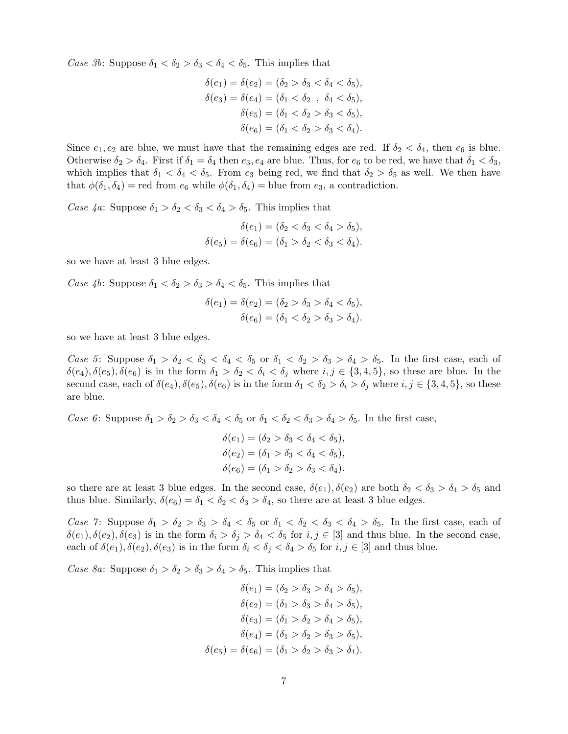*Case 3b*: Suppose $\delta_1 < \delta_2 > \delta_3 < \delta_4 < \delta_5$. This implies that

$$\begin{aligned}
\delta(e_1) = \delta(e_2) &= (\delta_2 > \delta_3 < \delta_4 < \delta_5), \\
\delta(e_3) = \delta(e_4) &= (\delta_1 < \delta_2 \ \ , \ \ \delta_4 < \delta_5), \\
\delta(e_5) &= (\delta_1 < \delta_2 > \delta_3 < \delta_5), \\
\delta(e_6) &= (\delta_1 < \delta_2 > \delta_3 < \delta_4).
\end{aligned}$$

Since $e_1, e_2$ are blue, we must have that the remaining edges are red. If $\delta_2 < \delta_4$, then $e_6$ is blue. Otherwise $\delta_2 > \delta_4$. First if $\delta_1 = \delta_4$ then $e_3, e_4$ are blue. Thus, for $e_6$ to be red, we have that $\delta_1 < \delta_3$, which implies that $\delta_1 < \delta_4 < \delta_5$. From $e_3$ being red, we find that $\delta_2 > \delta_5$ as well. We then have that $\phi(\delta_1, \delta_4) =$ red from $e_6$ while $\phi(\delta_1, \delta_4) =$ blue from $e_3$, a contradiction.

*Case 4a*: Suppose $\delta_1 > \delta_2 < \delta_3 < \delta_4 > \delta_5$. This implies that

$$\begin{aligned}
\delta(e_1) &= (\delta_2 < \delta_3 < \delta_4 > \delta_5), \\
\delta(e_5) = \delta(e_6) &= (\delta_1 > \delta_2 < \delta_3 < \delta_4).
\end{aligned}$$

so we have at least 3 blue edges.

*Case 4b*: Suppose $\delta_1 < \delta_2 > \delta_3 > \delta_4 < \delta_5$. This implies that

$$\begin{aligned}
\delta(e_1) = \delta(e_2) &= (\delta_2 > \delta_3 > \delta_4 < \delta_5), \\
\delta(e_6) &= (\delta_1 < \delta_2 > \delta_3 > \delta_4).
\end{aligned}$$

so we have at least 3 blue edges.

*Case 5*: Suppose $\delta_1 > \delta_2 < \delta_3 < \delta_4 < \delta_5$ or $\delta_1 < \delta_2 > \delta_3 > \delta_4 > \delta_5$. In the first case, each of $\delta(e_4), \delta(e_5), \delta(e_6)$ is in the form $\delta_1 > \delta_2 < \delta_i < \delta_j$ where $i, j \in \{3, 4, 5\}$, so these are blue. In the second case, each of $\delta(e_4), \delta(e_5), \delta(e_6)$ is in the form $\delta_1 < \delta_2 > \delta_i > \delta_j$ where $i, j \in \{3, 4, 5\}$, so these are blue.

*Case 6*: Suppose $\delta_1 > \delta_2 > \delta_3 < \delta_4 < \delta_5$ or $\delta_1 < \delta_2 < \delta_3 > \delta_4 > \delta_5$. In the first case,

$$\begin{aligned}
\delta(e_1) &= (\delta_2 > \delta_3 < \delta_4 < \delta_5), \\
\delta(e_2) &= (\delta_1 > \delta_3 < \delta_4 < \delta_5), \\
\delta(e_6) &= (\delta_1 > \delta_2 > \delta_3 < \delta_4).
\end{aligned}$$

so there are at least 3 blue edges. In the second case, $\delta(e_1), \delta(e_2)$ are both $\delta_2 < \delta_3 > \delta_4 > \delta_5$ and thus blue. Similarly, $\delta(e_6) = \delta_1 < \delta_2 < \delta_3 > \delta_4$, so there are at least 3 blue edges.

*Case 7*: Suppose $\delta_1 > \delta_2 > \delta_3 > \delta_4 < \delta_5$ or $\delta_1 < \delta_2 < \delta_3 < \delta_4 > \delta_5$. In the first case, each of $\delta(e_1), \delta(e_2), \delta(e_3)$ is in the form $\delta_i > \delta_j > \delta_4 < \delta_5$ for $i, j \in [3]$ and thus blue. In the second case, each of $\delta(e_1), \delta(e_2), \delta(e_3)$ is in the form $\delta_i < \delta_j < \delta_4 > \delta_5$ for $i, j \in [3]$ and thus blue.

*Case 8a*: Suppose $\delta_1 > \delta_2 > \delta_3 > \delta_4 > \delta_5$. This implies that

$$\begin{aligned}
\delta(e_1) &= (\delta_2 > \delta_3 > \delta_4 > \delta_5), \\
\delta(e_2) &= (\delta_1 > \delta_3 > \delta_4 > \delta_5), \\
\delta(e_3) &= (\delta_1 > \delta_2 > \delta_4 > \delta_5), \\
\delta(e_4) &= (\delta_1 > \delta_2 > \delta_3 > \delta_5), \\
\delta(e_5) = \delta(e_6) &= (\delta_1 > \delta_2 > \delta_3 > \delta_4).
\end{aligned}$$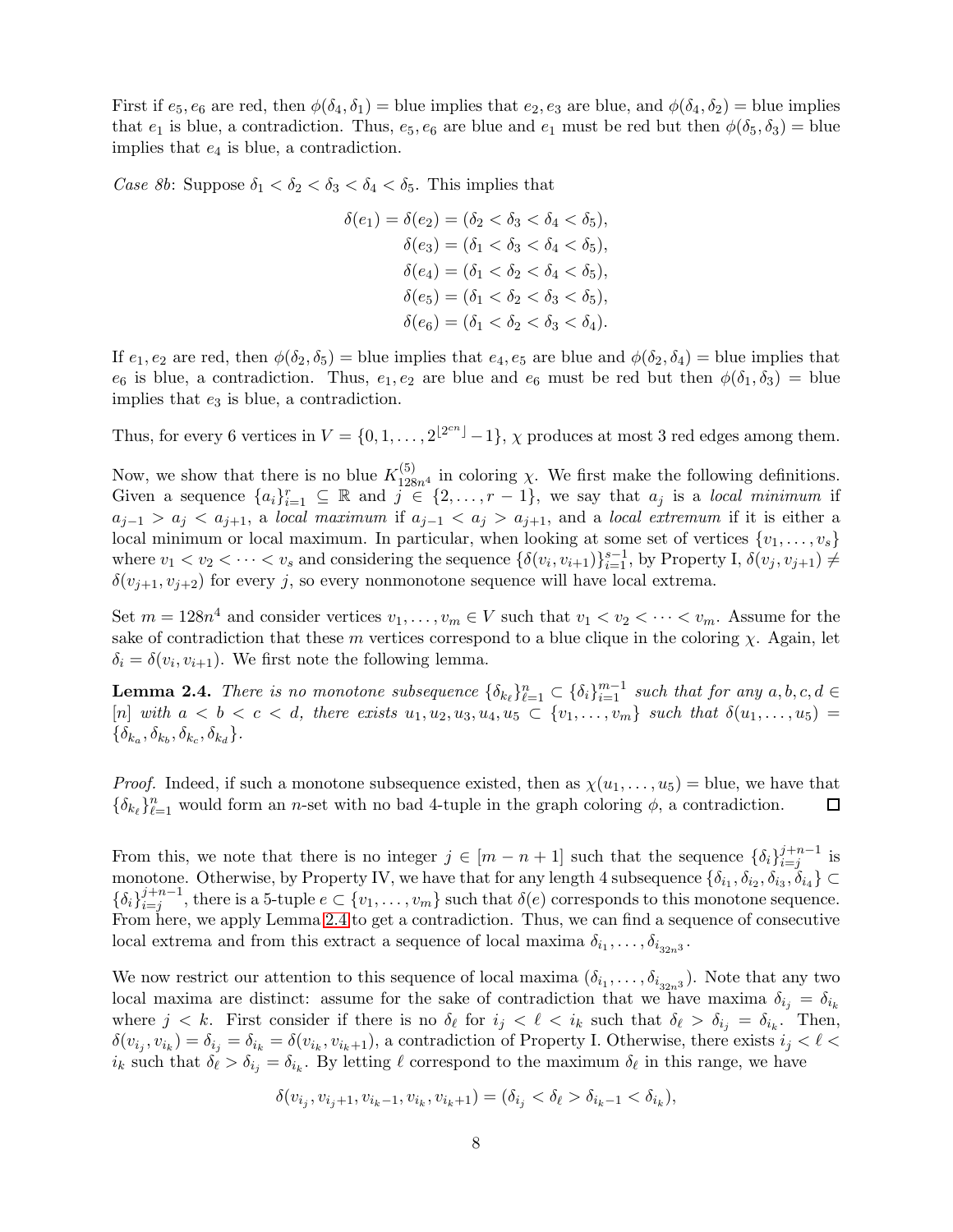First if $e_5, e_6$ are red, then $\phi(\delta_4, \delta_1) =$ blue implies that $e_2, e_3$ are blue, and $\phi(\delta_4, \delta_2) =$ blue implies that $e_1$ is blue, a contradiction. Thus, $e_5, e_6$ are blue and $e_1$ must be red but then $\phi(\delta_5, \delta_3) =$ blue implies that $e_4$ is blue, a contradiction.

*Case 8b*: Suppose $\delta_1 < \delta_2 < \delta_3 < \delta_4 < \delta_5$. This implies that

$$
\begin{aligned}
\delta(e_1) = \delta(e_2) &= (\delta_2 < \delta_3 < \delta_4 < \delta_5), \\
\delta(e_3) &= (\delta_1 < \delta_3 < \delta_4 < \delta_5), \\
\delta(e_4) &= (\delta_1 < \delta_2 < \delta_4 < \delta_5), \\
\delta(e_5) &= (\delta_1 < \delta_2 < \delta_3 < \delta_5), \\
\delta(e_6) &= (\delta_1 < \delta_2 < \delta_3 < \delta_4).
\end{aligned}
$$

If $e_1, e_2$ are red, then $\phi(\delta_2, \delta_5) =$ blue implies that $e_4, e_5$ are blue and $\phi(\delta_2, \delta_4) =$ blue implies that $e_6$ is blue, a contradiction. Thus, $e_1, e_2$ are blue and $e_6$ must be red but then $\phi(\delta_1, \delta_3) =$ blue implies that $e_3$ is blue, a contradiction.

Thus, for every 6 vertices in $V = \{0, 1, \ldots, 2^{\lfloor 2^{cn} \rfloor} - 1\}$, $\chi$ produces at most 3 red edges among them.

Now, we show that there is no blue $K^{(5)}_{128n^4}$ in coloring $\chi$. We first make the following definitions. Given a sequence $\{a_i\}_{i=1}^r \subseteq \mathbb{R}$ and $j \in \{2, \ldots, r-1\}$, we say that $a_j$ is a *local minimum* if $a_{j-1} > a_j < a_{j+1}$, a *local maximum* if $a_{j-1} < a_j > a_{j+1}$, and a *local extremum* if it is either a local minimum or local maximum. In particular, when looking at some set of vertices $\{v_1, \ldots, v_s\}$ where $v_1 < v_2 < \cdots < v_s$ and considering the sequence $\{\delta(v_i, v_{i+1})\}_{i=1}^{s-1}$, by Property I, $\delta(v_j, v_{j+1}) \neq \delta(v_{j+1}, v_{j+2})$ for every $j$, so every nonmonotone sequence will have local extrema.

Set $m = 128n^4$ and consider vertices $v_1, \ldots, v_m \in V$ such that $v_1 < v_2 < \cdots < v_m$. Assume for the sake of contradiction that these $m$ vertices correspond to a blue clique in the coloring $\chi$. Again, let $\delta_i = \delta(v_i, v_{i+1})$. We first note the following lemma.

**Lemma 2.4.** *There is no monotone subsequence $\{\delta_{k_\ell}\}_{\ell=1}^n \subset \{\delta_i\}_{i=1}^{m-1}$ such that for any $a, b, c, d \in [n]$ with $a < b < c < d$, there exists $u_1, u_2, u_3, u_4, u_5 \subset \{v_1, \ldots, v_m\}$ such that $\delta(u_1, \ldots, u_5) = \{\delta_{k_a}, \delta_{k_b}, \delta_{k_c}, \delta_{k_d}\}$.*

*Proof.* Indeed, if such a monotone subsequence existed, then as $\chi(u_1, \ldots, u_5) =$ blue, we have that $\{\delta_{k_\ell}\}_{\ell=1}^n$ would form an $n$-set with no bad 4-tuple in the graph coloring $\phi$, a contradiction. $\square$

From this, we note that there is no integer $j \in [m - n + 1]$ such that the sequence $\{\delta_i\}_{i=j}^{j+n-1}$ is monotone. Otherwise, by Property IV, we have that for any length 4 subsequence $\{\delta_{i_1}, \delta_{i_2}, \delta_{i_3}, \delta_{i_4}\} \subset \{\delta_i\}_{i=j}^{j+n-1}$, there is a 5-tuple $e \subset \{v_1, \ldots, v_m\}$ such that $\delta(e)$ corresponds to this monotone sequence. From here, we apply Lemma 2.4 to get a contradiction. Thus, we can find a sequence of consecutive local extrema and from this extract a sequence of local maxima $\delta_{i_1}, \ldots, \delta_{i_{32n^3}}$.

We now restrict our attention to this sequence of local maxima $(\delta_{i_1}, \ldots, \delta_{i_{32n^3}})$. Note that any two local maxima are distinct: assume for the sake of contradiction that we have maxima $\delta_{i_j} = \delta_{i_k}$ where $j < k$. First consider if there is no $\delta_\ell$ for $i_j < \ell < i_k$ such that $\delta_\ell > \delta_{i_j} = \delta_{i_k}$. Then, $\delta(v_{i_j}, v_{i_k}) = \delta_{i_j} = \delta_{i_k} = \delta(v_{i_k}, v_{i_k+1})$, a contradiction of Property I. Otherwise, there exists $i_j < \ell < i_k$ such that $\delta_\ell > \delta_{i_j} = \delta_{i_k}$. By letting $\ell$ correspond to the maximum $\delta_\ell$ in this range, we have

$$
\delta(v_{i_j}, v_{i_j+1}, v_{i_k-1}, v_{i_k}, v_{i_k+1}) = (\delta_{i_j} < \delta_\ell > \delta_{i_k-1} < \delta_{i_k}),
$$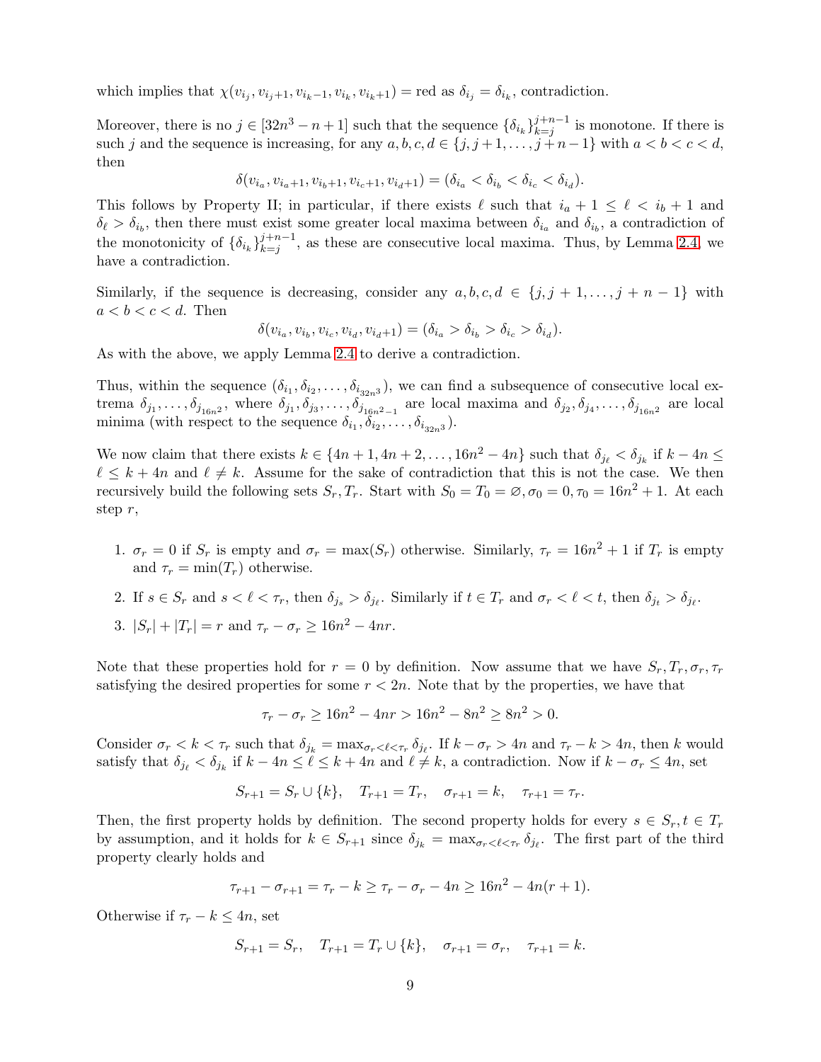which implies that $\chi(v_{i_j}, v_{i_j+1}, v_{i_k-1}, v_{i_k}, v_{i_k+1}) = \text{red}$ as $\delta_{i_j} = \delta_{i_k}$, contradiction.

Moreover, there is no $j \in [32n^3 - n + 1]$ such that the sequence $\{\delta_{i_k}\}_{k=j}^{j+n-1}$ is monotone. If there is such $j$ and the sequence is increasing, for any $a, b, c, d \in \{j, j+1, \ldots, j+n-1\}$ with $a < b < c < d$, then

$$\delta(v_{i_a}, v_{i_a+1}, v_{i_b+1}, v_{i_c+1}, v_{i_d+1}) = (\delta_{i_a} < \delta_{i_b} < \delta_{i_c} < \delta_{i_d}).$$

This follows by Property II; in particular, if there exists $\ell$ such that $i_a + 1 \leq \ell < i_b + 1$ and $\delta_\ell > \delta_{i_b}$, then there must exist some greater local maxima between $\delta_{i_a}$ and $\delta_{i_b}$, a contradiction of the monotonicity of $\{\delta_{i_k}\}_{k=j}^{j+n-1}$, as these are consecutive local maxima. Thus, by Lemma 2.4, we have a contradiction.

Similarly, if the sequence is decreasing, consider any $a, b, c, d \in \{j, j+1, \ldots, j+n-1\}$ with $a < b < c < d$. Then

$$\delta(v_{i_a}, v_{i_b}, v_{i_c}, v_{i_d}, v_{i_d+1}) = (\delta_{i_a} > \delta_{i_b} > \delta_{i_c} > \delta_{i_d}).$$

As with the above, we apply Lemma 2.4 to derive a contradiction.

Thus, within the sequence $(\delta_{i_1}, \delta_{i_2}, \ldots, \delta_{i_{32n^3}})$, we can find a subsequence of consecutive local extrema $\delta_{j_1}, \ldots, \delta_{j_{16n^2}}$, where $\delta_{j_1}, \delta_{j_3}, \ldots, \delta_{j_{16n^2-1}}$ are local maxima and $\delta_{j_2}, \delta_{j_4}, \ldots, \delta_{j_{16n^2}}$ are local minima (with respect to the sequence $\delta_{i_1}, \delta_{i_2}, \ldots, \delta_{i_{32n^3}}$).

We now claim that there exists $k \in \{4n+1, 4n+2, \ldots, 16n^2 - 4n\}$ such that $\delta_{j_\ell} < \delta_{j_k}$ if $k - 4n \leq \ell \leq k + 4n$ and $\ell \neq k$. Assume for the sake of contradiction that this is not the case. We then recursively build the following sets $S_r, T_r$. Start with $S_0 = T_0 = \varnothing, \sigma_0 = 0, \tau_0 = 16n^2 + 1$. At each step $r$,

1. $\sigma_r = 0$ if $S_r$ is empty and $\sigma_r = \max(S_r)$ otherwise. Similarly, $\tau_r = 16n^2 + 1$ if $T_r$ is empty and $\tau_r = \min(T_r)$ otherwise.
2. If $s \in S_r$ and $s < \ell < \tau_r$, then $\delta_{j_s} > \delta_{j_\ell}$. Similarly if $t \in T_r$ and $\sigma_r < \ell < t$, then $\delta_{j_t} > \delta_{j_\ell}$.
3. $|S_r| + |T_r| = r$ and $\tau_r - \sigma_r \geq 16n^2 - 4nr$.

Note that these properties hold for $r = 0$ by definition. Now assume that we have $S_r, T_r, \sigma_r, \tau_r$ satisfying the desired properties for some $r < 2n$. Note that by the properties, we have that

$$\tau_r - \sigma_r \geq 16n^2 - 4nr > 16n^2 - 8n^2 \geq 8n^2 > 0.$$

Consider $\sigma_r < k < \tau_r$ such that $\delta_{j_k} = \max_{\sigma_r < \ell < \tau_r} \delta_{j_\ell}$. If $k - \sigma_r > 4n$ and $\tau_r - k > 4n$, then $k$ would satisfy that $\delta_{j_\ell} < \delta_{j_k}$ if $k - 4n \leq \ell \leq k + 4n$ and $\ell \neq k$, a contradiction. Now if $k - \sigma_r \leq 4n$, set

$$S_{r+1} = S_r \cup \{k\}, \quad T_{r+1} = T_r, \quad \sigma_{r+1} = k, \quad \tau_{r+1} = \tau_r.$$

Then, the first property holds by definition. The second property holds for every $s \in S_r, t \in T_r$ by assumption, and it holds for $k \in S_{r+1}$ since $\delta_{j_k} = \max_{\sigma_r < \ell < \tau_r} \delta_{j_\ell}$. The first part of the third property clearly holds and

$$\tau_{r+1} - \sigma_{r+1} = \tau_r - k \geq \tau_r - \sigma_r - 4n \geq 16n^2 - 4n(r+1).$$

Otherwise if $\tau_r - k \leq 4n$, set

$$S_{r+1} = S_r, \quad T_{r+1} = T_r \cup \{k\}, \quad \sigma_{r+1} = \sigma_r, \quad \tau_{r+1} = k.$$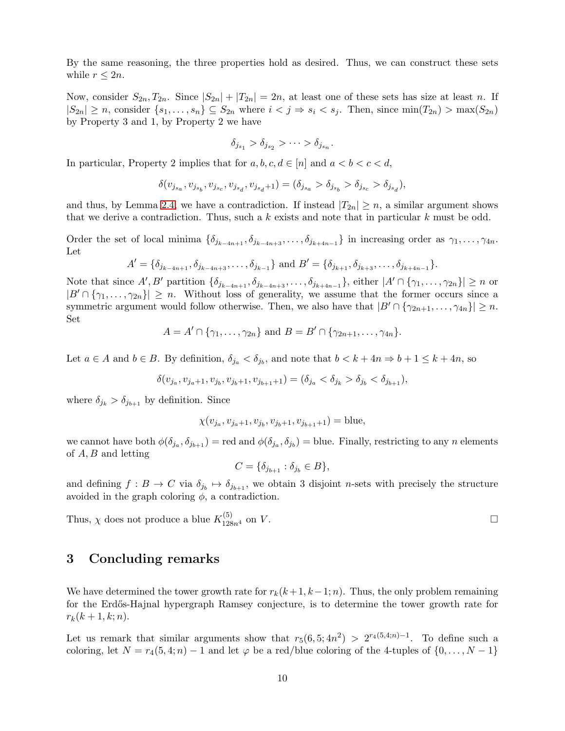By the same reasoning, the three properties hold as desired. Thus, we can construct these sets while $r \leq 2n$.

Now, consider $S_{2n}, T_{2n}$. Since $|S_{2n}| + |T_{2n}| = 2n$, at least one of these sets has size at least $n$. If $|S_{2n}| \geq n$, consider $\{s_1, \ldots, s_n\} \subseteq S_{2n}$ where $i < j \Rightarrow s_i < s_j$. Then, since $\min(T_{2n}) > \max(S_{2n})$ by Property 3 and 1, by Property 2 we have

$$\delta_{j_{s_1}} > \delta_{j_{s_2}} > \cdots > \delta_{j_{s_n}}.$$

In particular, Property 2 implies that for $a, b, c, d \in [n]$ and $a < b < c < d$,

$$\delta(v_{j_{s_a}}, v_{j_{s_b}}, v_{j_{s_c}}, v_{j_{s_d}}, v_{j_{s_d}+1}) = (\delta_{j_{s_a}} > \delta_{j_{s_b}} > \delta_{j_{s_c}} > \delta_{j_{s_d}}),$$

and thus, by Lemma 2.4, we have a contradiction. If instead $|T_{2n}| \geq n$, a similar argument shows that we derive a contradiction. Thus, such a $k$ exists and note that in particular $k$ must be odd.

Order the set of local minima $\{\delta_{j_{k-4n+1}}, \delta_{j_{k-4n+3}}, \ldots, \delta_{j_{k+4n-1}}\}$ in increasing order as $\gamma_1, \ldots, \gamma_{4n}$. Let

$$A' = \{\delta_{j_{k-4n+1}}, \delta_{j_{k-4n+3}}, \ldots, \delta_{j_{k-1}}\} \text{ and } B' = \{\delta_{j_{k+1}}, \delta_{j_{k+3}}, \ldots, \delta_{j_{k+4n-1}}\}.$$

Note that since $A', B'$ partition $\{\delta_{j_{k-4n+1}}, \delta_{j_{k-4n+3}}, \ldots, \delta_{j_{k+4n-1}}\}$, either $|A' \cap \{\gamma_1, \ldots, \gamma_{2n}\}| \geq n$ or $|B' \cap \{\gamma_1, \ldots, \gamma_{2n}\}| \geq n$. Without loss of generality, we assume that the former occurs since a symmetric argument would follow otherwise. Then, we also have that $|B' \cap \{\gamma_{2n+1}, \ldots, \gamma_{4n}\}| \geq n$. Set

$$A = A' \cap \{\gamma_1, \ldots, \gamma_{2n}\} \text{ and } B = B' \cap \{\gamma_{2n+1}, \ldots, \gamma_{4n}\}.$$

Let $a \in A$ and $b \in B$. By definition, $\delta_{j_a} < \delta_{j_b}$, and note that $b < k + 4n \Rightarrow b + 1 \leq k + 4n$, so

$$\delta(v_{j_a}, v_{j_a+1}, v_{j_b}, v_{j_b+1}, v_{j_{b+1}+1}) = (\delta_{j_a} < \delta_{j_k} > \delta_{j_b} < \delta_{j_{b+1}}),$$

where $\delta_{j_k} > \delta_{j_{b+1}}$ by definition. Since

$$\chi(v_{j_a}, v_{j_a+1}, v_{j_b}, v_{j_b+1}, v_{j_{b+1}+1}) = \text{blue},$$

we cannot have both $\phi(\delta_{j_a}, \delta_{j_{b+1}}) = \text{red}$ and $\phi(\delta_{j_a}, \delta_{j_b}) = \text{blue}$. Finally, restricting to any $n$ elements of $A, B$ and letting

$$C = \{\delta_{j_{b+1}} : \delta_{j_b} \in B\},$$

and defining $f : B \to C$ via $\delta_{j_b} \mapsto \delta_{j_{b+1}}$, we obtain 3 disjoint $n$-sets with precisely the structure avoided in the graph coloring $\phi$, a contradiction.

Thus, $\chi$ does not produce a blue $K^{(5)}_{128n^4}$ on $V$. □

## 3 Concluding remarks

We have determined the tower growth rate for $r_k(k+1, k-1; n)$. Thus, the only problem remaining for the Erdős-Hajnal hypergraph Ramsey conjecture, is to determine the tower growth rate for $r_k(k+1, k; n)$.

Let us remark that similar arguments show that $r_5(6, 5; 4n^2) > 2^{r_4(5,4;n)-1}$. To define such a coloring, let $N = r_4(5, 4; n) - 1$ and let $\varphi$ be a red/blue coloring of the 4-tuples of $\{0, \ldots, N-1\}$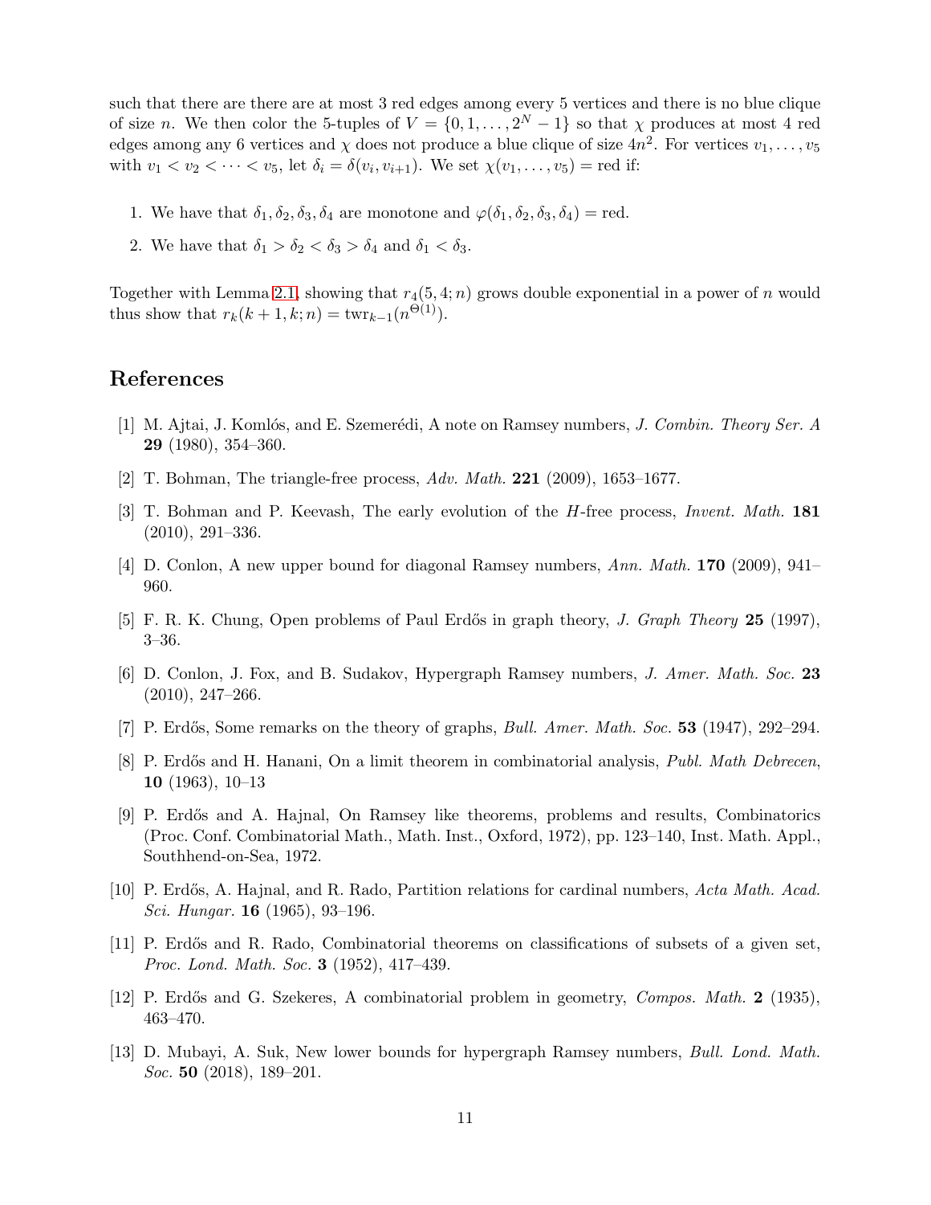such that there are there are at most 3 red edges among every 5 vertices and there is no blue clique of size $n$. We then color the 5-tuples of $V = \{0, 1, \ldots, 2^N - 1\}$ so that $\chi$ produces at most 4 red edges among any 6 vertices and $\chi$ does not produce a blue clique of size $4n^2$. For vertices $v_1, \ldots, v_5$ with $v_1 < v_2 < \cdots < v_5$, let $\delta_i = \delta(v_i, v_{i+1})$. We set $\chi(v_1, \ldots, v_5) =$ red if:

1. We have that $\delta_1, \delta_2, \delta_3, \delta_4$ are monotone and $\varphi(\delta_1, \delta_2, \delta_3, \delta_4) =$ red.
2. We have that $\delta_1 > \delta_2 < \delta_3 > \delta_4$ and $\delta_1 < \delta_3$.

Together with Lemma 2.1, showing that $r_4(5, 4; n)$ grows double exponential in a power of $n$ would thus show that $r_k(k+1, k; n) = \mathrm{twr}_{k-1}(n^{\Theta(1)})$.

## References

[1] M. Ajtai, J. Komlós, and E. Szemerédi, A note on Ramsey numbers, *J. Combin. Theory Ser. A* **29** (1980), 354–360.

[2] T. Bohman, The triangle-free process, *Adv. Math.* **221** (2009), 1653–1677.

[3] T. Bohman and P. Keevash, The early evolution of the $H$-free process, *Invent. Math.* **181** (2010), 291–336.

[4] D. Conlon, A new upper bound for diagonal Ramsey numbers, *Ann. Math.* **170** (2009), 941–960.

[5] F. R. K. Chung, Open problems of Paul Erdős in graph theory, *J. Graph Theory* **25** (1997), 3–36.

[6] D. Conlon, J. Fox, and B. Sudakov, Hypergraph Ramsey numbers, *J. Amer. Math. Soc.* **23** (2010), 247–266.

[7] P. Erdős, Some remarks on the theory of graphs, *Bull. Amer. Math. Soc.* **53** (1947), 292–294.

[8] P. Erdős and H. Hanani, On a limit theorem in combinatorial analysis, *Publ. Math Debrecen*, **10** (1963), 10–13

[9] P. Erdős and A. Hajnal, On Ramsey like theorems, problems and results, Combinatorics (Proc. Conf. Combinatorial Math., Math. Inst., Oxford, 1972), pp. 123–140, Inst. Math. Appl., Southhend-on-Sea, 1972.

[10] P. Erdős, A. Hajnal, and R. Rado, Partition relations for cardinal numbers, *Acta Math. Acad. Sci. Hungar.* **16** (1965), 93–196.

[11] P. Erdős and R. Rado, Combinatorial theorems on classifications of subsets of a given set, *Proc. Lond. Math. Soc.* **3** (1952), 417–439.

[12] P. Erdős and G. Szekeres, A combinatorial problem in geometry, *Compos. Math.* **2** (1935), 463–470.

[13] D. Mubayi, A. Suk, New lower bounds for hypergraph Ramsey numbers, *Bull. Lond. Math. Soc.* **50** (2018), 189–201.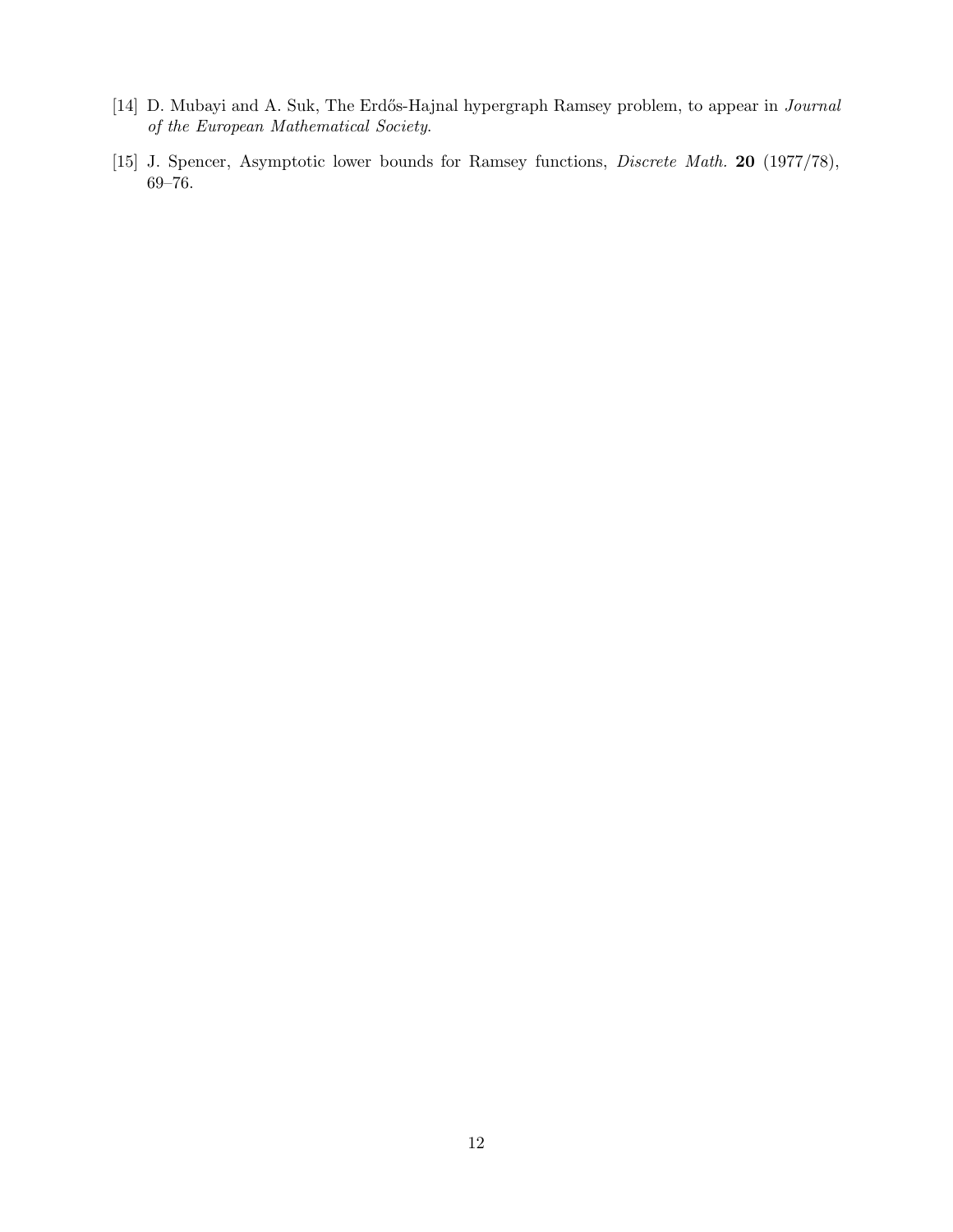[14] D. Mubayi and A. Suk, The Erdős-Hajnal hypergraph Ramsey problem, to appear in *Journal of the European Mathematical Society*.

[15] J. Spencer, Asymptotic lower bounds for Ramsey functions, *Discrete Math.* **20** (1977/78), 69–76.